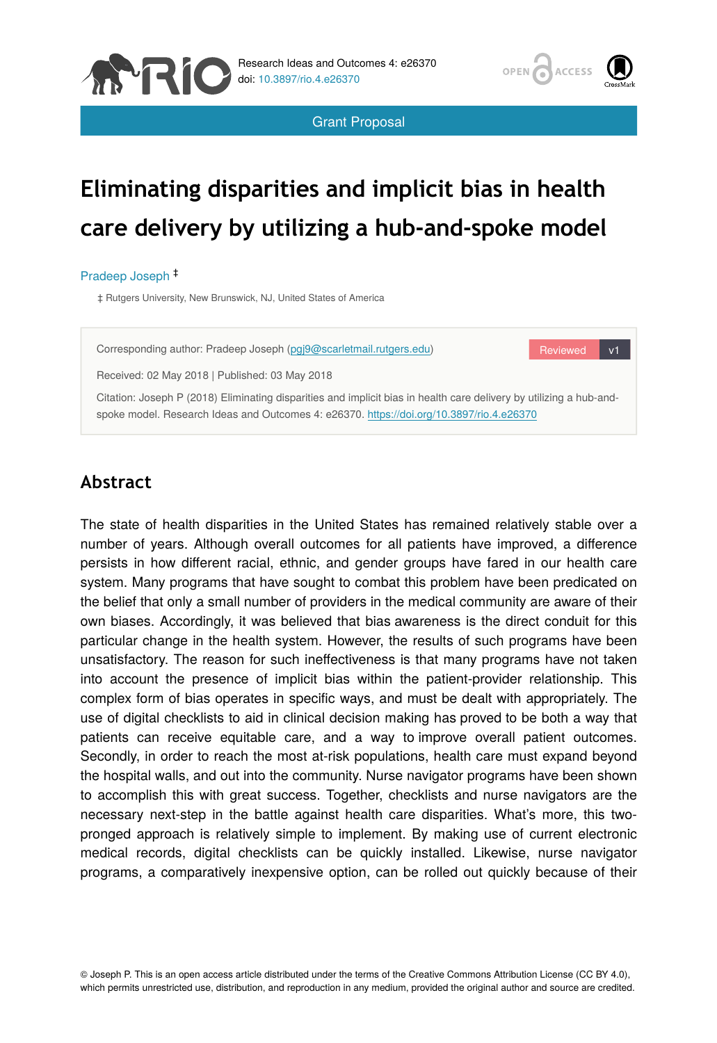Grant Proposal

# Eliminating disparities and implicit bias in health care delivery by utilizing a hub-and-spoke model

Pradeep Joseph ‡

‡ Rutgers University, New Brunswick, NJ, United States of America

Corresponding author: Pradeep Joseph (pgj9@scarletmail.rutgers.edu)

Reviewed v1

Received: 02 May 2018 | Published: 03 May 2018

Citation: Joseph P (2018) Eliminating disparities and implicit bias in health care delivery by utilizing a hub-and-spoke model. Research Ideas and Outcomes 4: e26370. https://doi.org/10.3897/rio.4.e26370

## Abstract

The state of health disparities in the United States has remained relatively stable over a number of years. Although overall outcomes for all patients have improved, a difference persists in how different racial, ethnic, and gender groups have fared in our health care system. Many programs that have sought to combat this problem have been predicated on the belief that only a small number of providers in the medical community are aware of their own biases. Accordingly, it was believed that bias awareness is the direct conduit for this particular change in the health system. However, the results of such programs have been unsatisfactory. The reason for such ineffectiveness is that many programs have not taken into account the presence of implicit bias within the patient-provider relationship. This complex form of bias operates in specific ways, and must be dealt with appropriately. The use of digital checklists to aid in clinical decision making has proved to be both a way that patients can receive equitable care, and a way to improve overall patient outcomes. Secondly, in order to reach the most at-risk populations, health care must expand beyond the hospital walls, and out into the community. Nurse navigator programs have been shown to accomplish this with great success. Together, checklists and nurse navigators are the necessary next-step in the battle against health care disparities. What's more, this two-pronged approach is relatively simple to implement. By making use of current electronic medical records, digital checklists can be quickly installed. Likewise, nurse navigator programs, a comparatively inexpensive option, can be rolled out quickly because of their

© Joseph P. This is an open access article distributed under the terms of the Creative Commons Attribution License (CC BY 4.0), which permits unrestricted use, distribution, and reproduction in any medium, provided the original author and source are credited.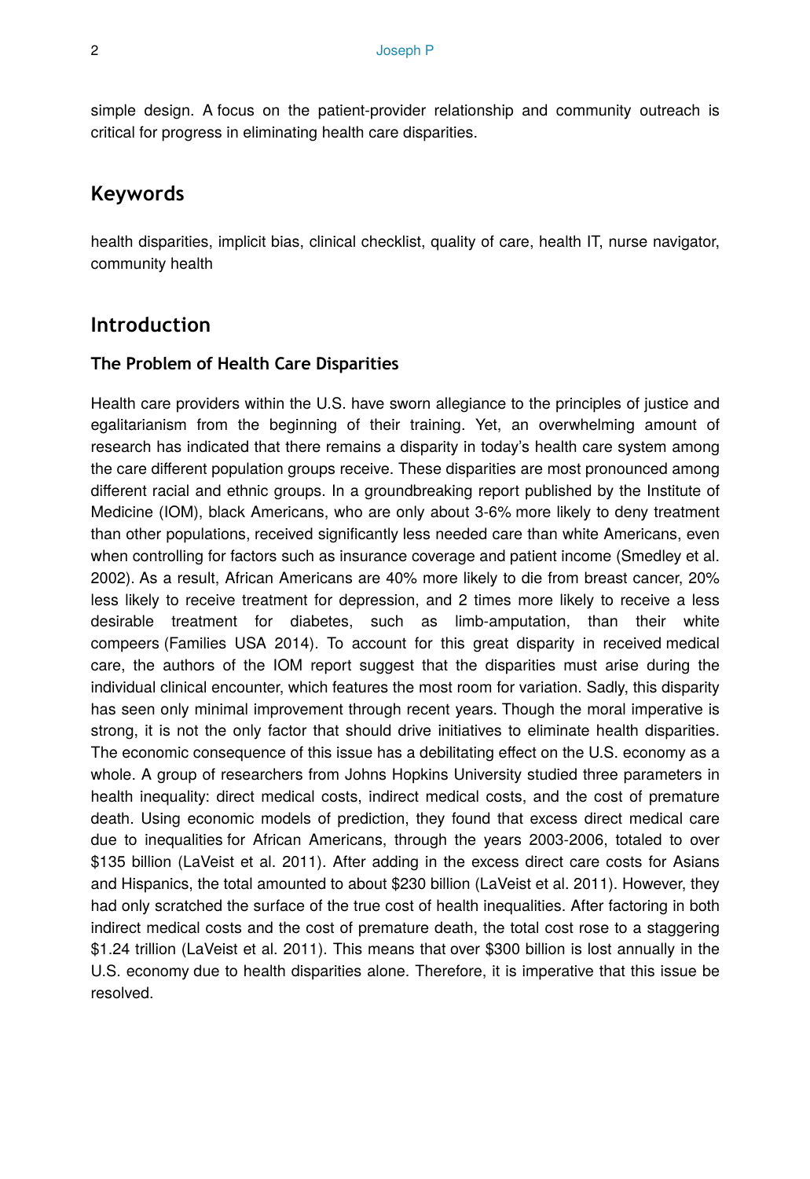simple design. A focus on the patient-provider relationship and community outreach is critical for progress in eliminating health care disparities.

## Keywords

health disparities, implicit bias, clinical checklist, quality of care, health IT, nurse navigator, community health

## Introduction

### The Problem of Health Care Disparities

Health care providers within the U.S. have sworn allegiance to the principles of justice and egalitarianism from the beginning of their training. Yet, an overwhelming amount of research has indicated that there remains a disparity in today's health care system among the care different population groups receive. These disparities are most pronounced among different racial and ethnic groups. In a groundbreaking report published by the Institute of Medicine (IOM), black Americans, who are only about 3-6% more likely to deny treatment than other populations, received significantly less needed care than white Americans, even when controlling for factors such as insurance coverage and patient income (Smedley et al. 2002). As a result, African Americans are 40% more likely to die from breast cancer, 20% less likely to receive treatment for depression, and 2 times more likely to receive a less desirable treatment for diabetes, such as limb-amputation, than their white compeers (Families USA 2014). To account for this great disparity in received medical care, the authors of the IOM report suggest that the disparities must arise during the individual clinical encounter, which features the most room for variation. Sadly, this disparity has seen only minimal improvement through recent years. Though the moral imperative is strong, it is not the only factor that should drive initiatives to eliminate health disparities. The economic consequence of this issue has a debilitating effect on the U.S. economy as a whole. A group of researchers from Johns Hopkins University studied three parameters in health inequality: direct medical costs, indirect medical costs, and the cost of premature death. Using economic models of prediction, they found that excess direct medical care due to inequalities for African Americans, through the years 2003-2006, totaled to over $135 billion (LaVeist et al. 2011). After adding in the excess direct care costs for Asians and Hispanics, the total amounted to about $230 billion (LaVeist et al. 2011). However, they had only scratched the surface of the true cost of health inequalities. After factoring in both indirect medical costs and the cost of premature death, the total cost rose to a staggering $1.24 trillion (LaVeist et al. 2011). This means that over $300 billion is lost annually in the U.S. economy due to health disparities alone. Therefore, it is imperative that this issue be resolved.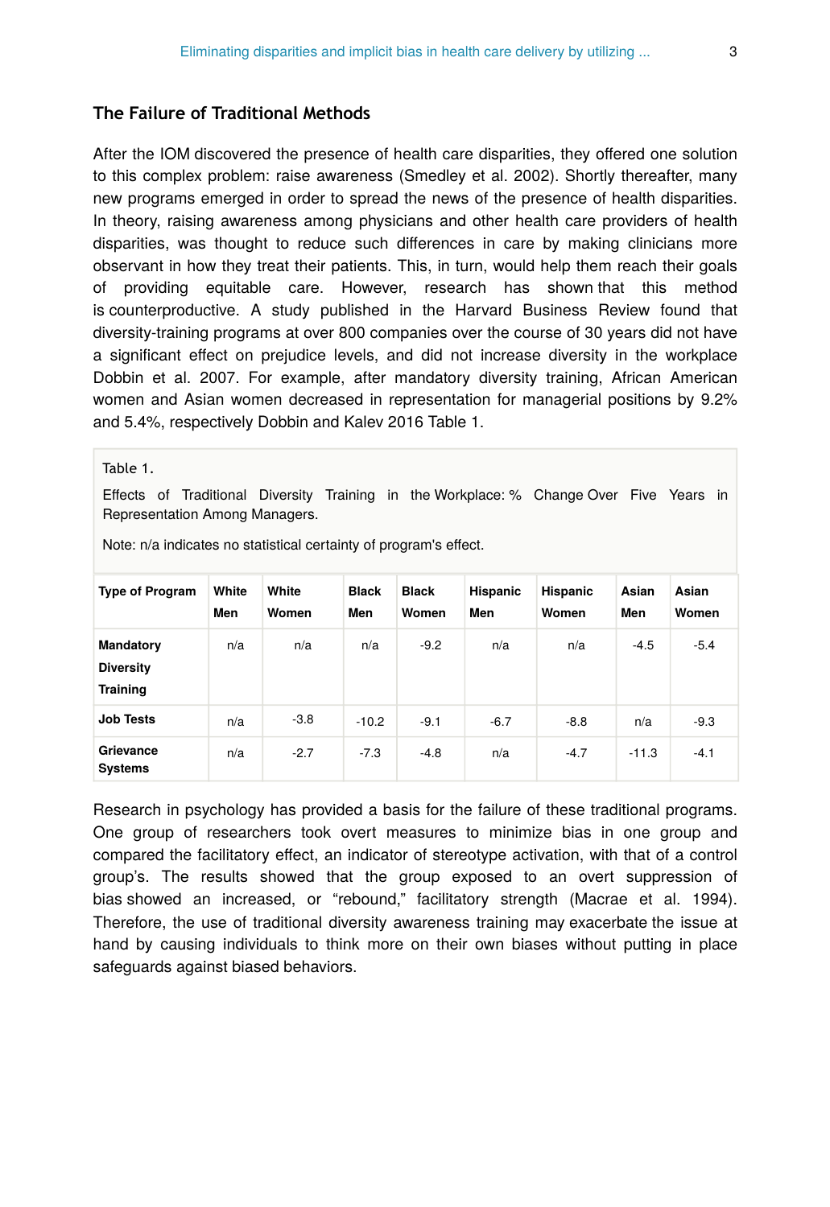## The Failure of Traditional Methods

After the IOM discovered the presence of health care disparities, they offered one solution to this complex problem: raise awareness (Smedley et al. 2002). Shortly thereafter, many new programs emerged in order to spread the news of the presence of health disparities. In theory, raising awareness among physicians and other health care providers of health disparities, was thought to reduce such differences in care by making clinicians more observant in how they treat their patients. This, in turn, would help them reach their goals of providing equitable care. However, research has shown that this method is counterproductive. A study published in the Harvard Business Review found that diversity-training programs at over 800 companies over the course of 30 years did not have a significant effect on prejudice levels, and did not increase diversity in the workplace Dobbin et al. 2007. For example, after mandatory diversity training, African American women and Asian women decreased in representation for managerial positions by 9.2% and 5.4%, respectively Dobbin and Kalev 2016 Table 1.

Table 1.

Effects of Traditional Diversity Training in the Workplace: % Change Over Five Years in Representation Among Managers.

Note: n/a indicates no statistical certainty of program's effect.

| Type of Program | White Men | White Women | Black Men | Black Women | Hispanic Men | Hispanic Women | Asian Men | Asian Women |
|---|---|---|---|---|---|---|---|---|
| **Mandatory Diversity Training** | n/a | n/a | n/a | -9.2 | n/a | n/a | -4.5 | -5.4 |
| **Job Tests** | n/a | -3.8 | -10.2 | -9.1 | -6.7 | -8.8 | n/a | -9.3 |
| **Grievance Systems** | n/a | -2.7 | -7.3 | -4.8 | n/a | -4.7 | -11.3 | -4.1 |

Research in psychology has provided a basis for the failure of these traditional programs. One group of researchers took overt measures to minimize bias in one group and compared the facilitatory effect, an indicator of stereotype activation, with that of a control group's. The results showed that the group exposed to an overt suppression of bias showed an increased, or "rebound," facilitatory strength (Macrae et al. 1994). Therefore, the use of traditional diversity awareness training may exacerbate the issue at hand by causing individuals to think more on their own biases without putting in place safeguards against biased behaviors.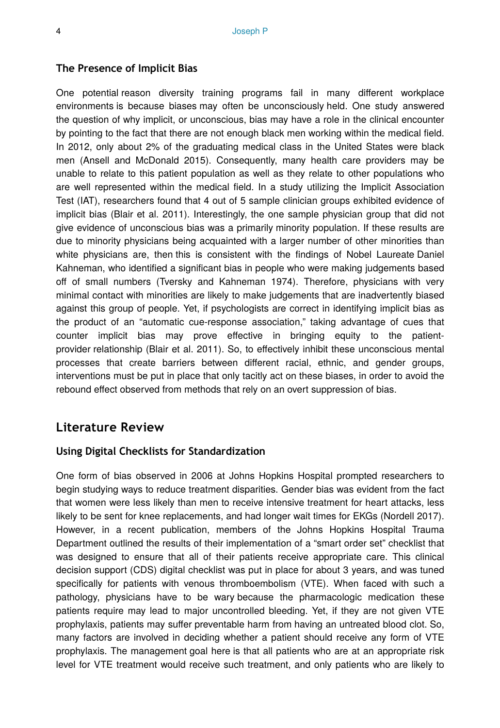### The Presence of Implicit Bias

One potential reason diversity training programs fail in many different workplace environments is because biases may often be unconsciously held. One study answered the question of why implicit, or unconscious, bias may have a role in the clinical encounter by pointing to the fact that there are not enough black men working within the medical field. In 2012, only about 2% of the graduating medical class in the United States were black men (Ansell and McDonald 2015). Consequently, many health care providers may be unable to relate to this patient population as well as they relate to other populations who are well represented within the medical field. In a study utilizing the Implicit Association Test (IAT), researchers found that 4 out of 5 sample clinician groups exhibited evidence of implicit bias (Blair et al. 2011). Interestingly, the one sample physician group that did not give evidence of unconscious bias was a primarily minority population. If these results are due to minority physicians being acquainted with a larger number of other minorities than white physicians are, then this is consistent with the findings of Nobel Laureate Daniel Kahneman, who identified a significant bias in people who were making judgements based off of small numbers (Tversky and Kahneman 1974). Therefore, physicians with very minimal contact with minorities are likely to make judgements that are inadvertently biased against this group of people. Yet, if psychologists are correct in identifying implicit bias as the product of an "automatic cue-response association," taking advantage of cues that counter implicit bias may prove effective in bringing equity to the patient-provider relationship (Blair et al. 2011). So, to effectively inhibit these unconscious mental processes that create barriers between different racial, ethnic, and gender groups, interventions must be put in place that only tacitly act on these biases, in order to avoid the rebound effect observed from methods that rely on an overt suppression of bias.

## Literature Review

### Using Digital Checklists for Standardization

One form of bias observed in 2006 at Johns Hopkins Hospital prompted researchers to begin studying ways to reduce treatment disparities. Gender bias was evident from the fact that women were less likely than men to receive intensive treatment for heart attacks, less likely to be sent for knee replacements, and had longer wait times for EKGs (Nordell 2017). However, in a recent publication, members of the Johns Hopkins Hospital Trauma Department outlined the results of their implementation of a "smart order set" checklist that was designed to ensure that all of their patients receive appropriate care. This clinical decision support (CDS) digital checklist was put in place for about 3 years, and was tuned specifically for patients with venous thromboembolism (VTE). When faced with such a pathology, physicians have to be wary because the pharmacologic medication these patients require may lead to major uncontrolled bleeding. Yet, if they are not given VTE prophylaxis, patients may suffer preventable harm from having an untreated blood clot. So, many factors are involved in deciding whether a patient should receive any form of VTE prophylaxis. The management goal here is that all patients who are at an appropriate risk level for VTE treatment would receive such treatment, and only patients who are likely to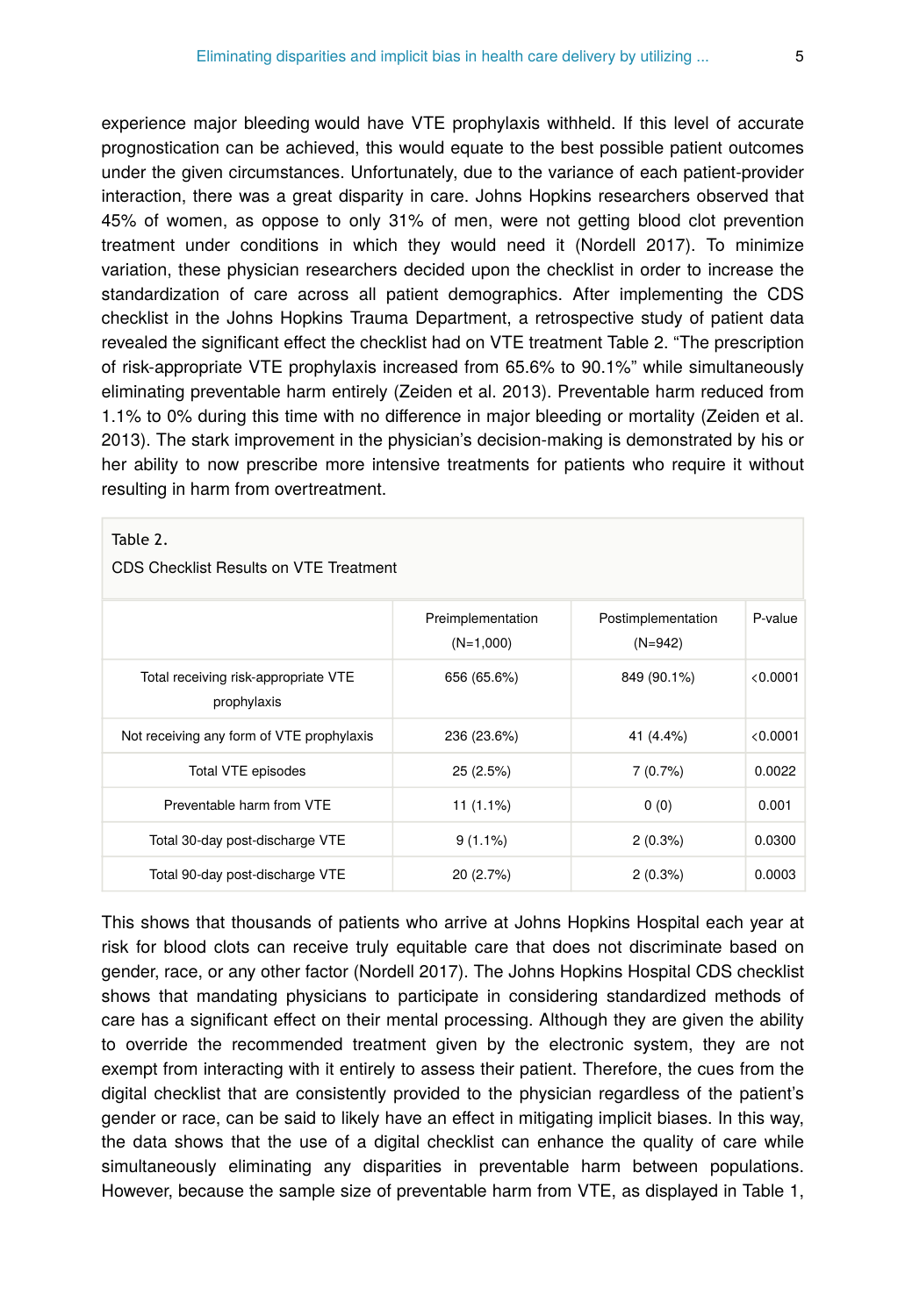experience major bleeding would have VTE prophylaxis withheld. If this level of accurate prognostication can be achieved, this would equate to the best possible patient outcomes under the given circumstances. Unfortunately, due to the variance of each patient-provider interaction, there was a great disparity in care. Johns Hopkins researchers observed that 45% of women, as oppose to only 31% of men, were not getting blood clot prevention treatment under conditions in which they would need it (Nordell 2017). To minimize variation, these physician researchers decided upon the checklist in order to increase the standardization of care across all patient demographics. After implementing the CDS checklist in the Johns Hopkins Trauma Department, a retrospective study of patient data revealed the significant effect the checklist had on VTE treatment Table 2. "The prescription of risk-appropriate VTE prophylaxis increased from 65.6% to 90.1%" while simultaneously eliminating preventable harm entirely (Zeiden et al. 2013). Preventable harm reduced from 1.1% to 0% during this time with no difference in major bleeding or mortality (Zeiden et al. 2013). The stark improvement in the physician's decision-making is demonstrated by his or her ability to now prescribe more intensive treatments for patients who require it without resulting in harm from overtreatment.

Table 2.

CDS Checklist Results on VTE Treatment

| | Preimplementation (N=1,000) | Postimplementation (N=942) | P-value |
|---|---|---|---|
| Total receiving risk-appropriate VTE prophylaxis | 656 (65.6%) | 849 (90.1%) | <0.0001 |
| Not receiving any form of VTE prophylaxis | 236 (23.6%) | 41 (4.4%) | <0.0001 |
| Total VTE episodes | 25 (2.5%) | 7 (0.7%) | 0.0022 |
| Preventable harm from VTE | 11 (1.1%) | 0 (0) | 0.001 |
| Total 30-day post-discharge VTE | 9 (1.1%) | 2 (0.3%) | 0.0300 |
| Total 90-day post-discharge VTE | 20 (2.7%) | 2 (0.3%) | 0.0003 |

This shows that thousands of patients who arrive at Johns Hopkins Hospital each year at risk for blood clots can receive truly equitable care that does not discriminate based on gender, race, or any other factor (Nordell 2017). The Johns Hopkins Hospital CDS checklist shows that mandating physicians to participate in considering standardized methods of care has a significant effect on their mental processing. Although they are given the ability to override the recommended treatment given by the electronic system, they are not exempt from interacting with it entirely to assess their patient. Therefore, the cues from the digital checklist that are consistently provided to the physician regardless of the patient's gender or race, can be said to likely have an effect in mitigating implicit biases. In this way, the data shows that the use of a digital checklist can enhance the quality of care while simultaneously eliminating any disparities in preventable harm between populations. However, because the sample size of preventable harm from VTE, as displayed in Table 1,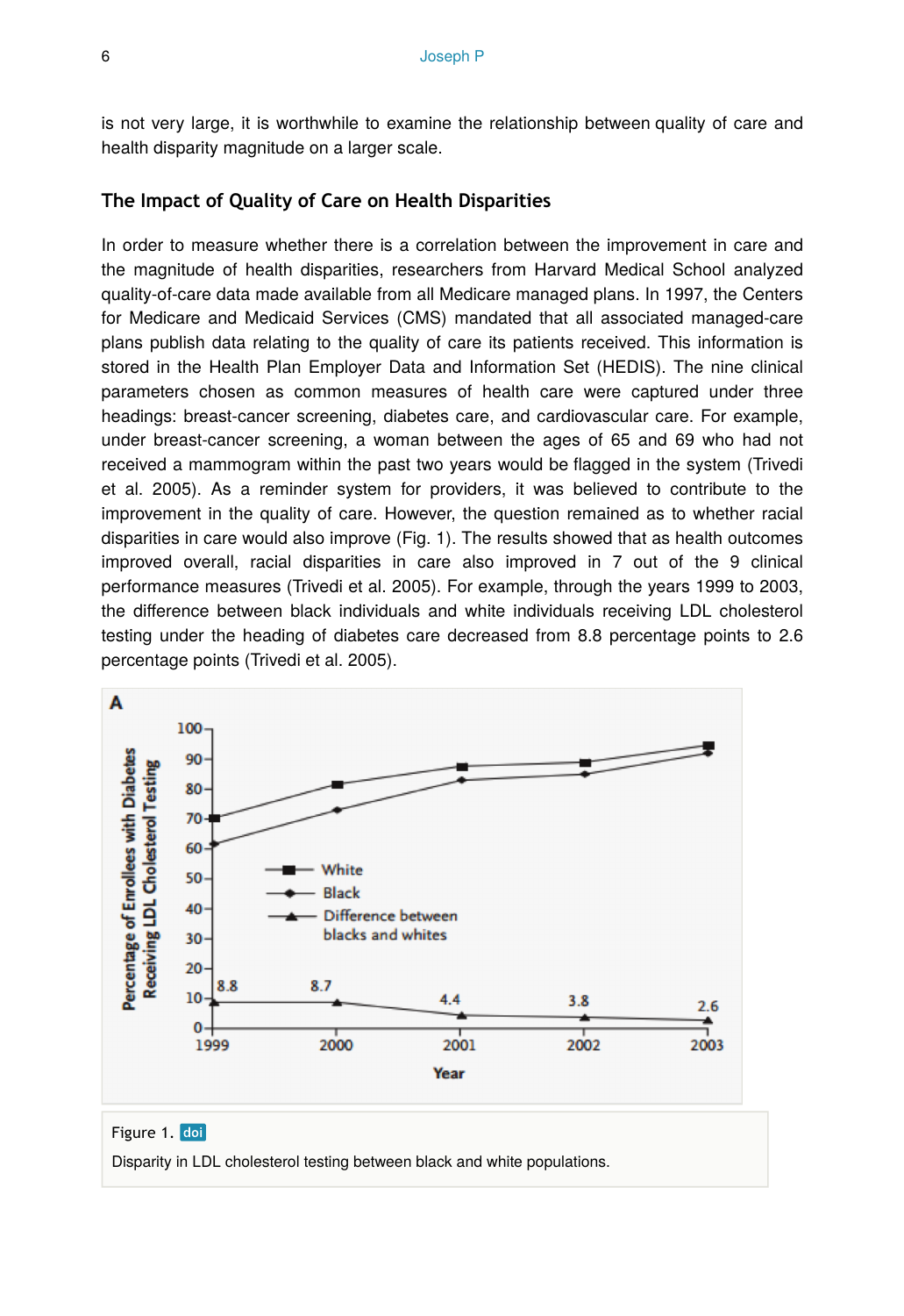is not very large, it is worthwhile to examine the relationship between quality of care and health disparity magnitude on a larger scale.

## The Impact of Quality of Care on Health Disparities

In order to measure whether there is a correlation between the improvement in care and the magnitude of health disparities, researchers from Harvard Medical School analyzed quality-of-care data made available from all Medicare managed plans. In 1997, the Centers for Medicare and Medicaid Services (CMS) mandated that all associated managed-care plans publish data relating to the quality of care its patients received. This information is stored in the Health Plan Employer Data and Information Set (HEDIS). The nine clinical parameters chosen as common measures of health care were captured under three headings: breast-cancer screening, diabetes care, and cardiovascular care. For example, under breast-cancer screening, a woman between the ages of 65 and 69 who had not received a mammogram within the past two years would be flagged in the system (Trivedi et al. 2005). As a reminder system for providers, it was believed to contribute to the improvement in the quality of care. However, the question remained as to whether racial disparities in care would also improve (Fig. 1). The results showed that as health outcomes improved overall, racial disparities in care also improved in 7 out of the 9 clinical performance measures (Trivedi et al. 2005). For example, through the years 1999 to 2003, the difference between black individuals and white individuals receiving LDL cholesterol testing under the heading of diabetes care decreased from 8.8 percentage points to 2.6 percentage points (Trivedi et al. 2005).

Figure 1. doi

Disparity in LDL cholesterol testing between black and white populations.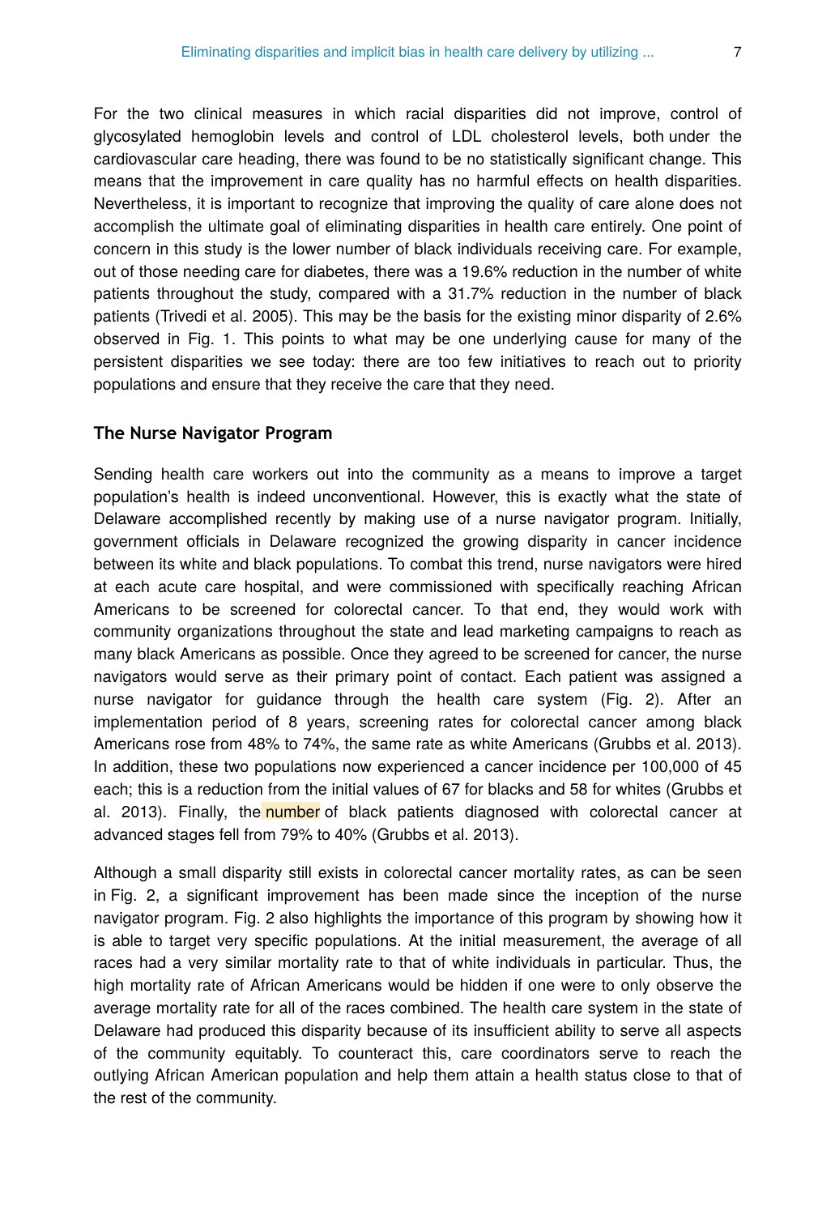For the two clinical measures in which racial disparities did not improve, control of glycosylated hemoglobin levels and control of LDL cholesterol levels, both under the cardiovascular care heading, there was found to be no statistically significant change. This means that the improvement in care quality has no harmful effects on health disparities. Nevertheless, it is important to recognize that improving the quality of care alone does not accomplish the ultimate goal of eliminating disparities in health care entirely. One point of concern in this study is the lower number of black individuals receiving care. For example, out of those needing care for diabetes, there was a 19.6% reduction in the number of white patients throughout the study, compared with a 31.7% reduction in the number of black patients (Trivedi et al. 2005). This may be the basis for the existing minor disparity of 2.6% observed in Fig. 1. This points to what may be one underlying cause for many of the persistent disparities we see today: there are too few initiatives to reach out to priority populations and ensure that they receive the care that they need.

### The Nurse Navigator Program

Sending health care workers out into the community as a means to improve a target population's health is indeed unconventional. However, this is exactly what the state of Delaware accomplished recently by making use of a nurse navigator program. Initially, government officials in Delaware recognized the growing disparity in cancer incidence between its white and black populations. To combat this trend, nurse navigators were hired at each acute care hospital, and were commissioned with specifically reaching African Americans to be screened for colorectal cancer. To that end, they would work with community organizations throughout the state and lead marketing campaigns to reach as many black Americans as possible. Once they agreed to be screened for cancer, the nurse navigators would serve as their primary point of contact. Each patient was assigned a nurse navigator for guidance through the health care system (Fig. 2). After an implementation period of 8 years, screening rates for colorectal cancer among black Americans rose from 48% to 74%, the same rate as white Americans (Grubbs et al. 2013). In addition, these two populations now experienced a cancer incidence per 100,000 of 45 each; this is a reduction from the initial values of 67 for blacks and 58 for whites (Grubbs et al. 2013). Finally, the number of black patients diagnosed with colorectal cancer at advanced stages fell from 79% to 40% (Grubbs et al. 2013).

Although a small disparity still exists in colorectal cancer mortality rates, as can be seen in Fig. 2, a significant improvement has been made since the inception of the nurse navigator program. Fig. 2 also highlights the importance of this program by showing how it is able to target very specific populations. At the initial measurement, the average of all races had a very similar mortality rate to that of white individuals in particular. Thus, the high mortality rate of African Americans would be hidden if one were to only observe the average mortality rate for all of the races combined. The health care system in the state of Delaware had produced this disparity because of its insufficient ability to serve all aspects of the community equitably. To counteract this, care coordinators serve to reach the outlying African American population and help them attain a health status close to that of the rest of the community.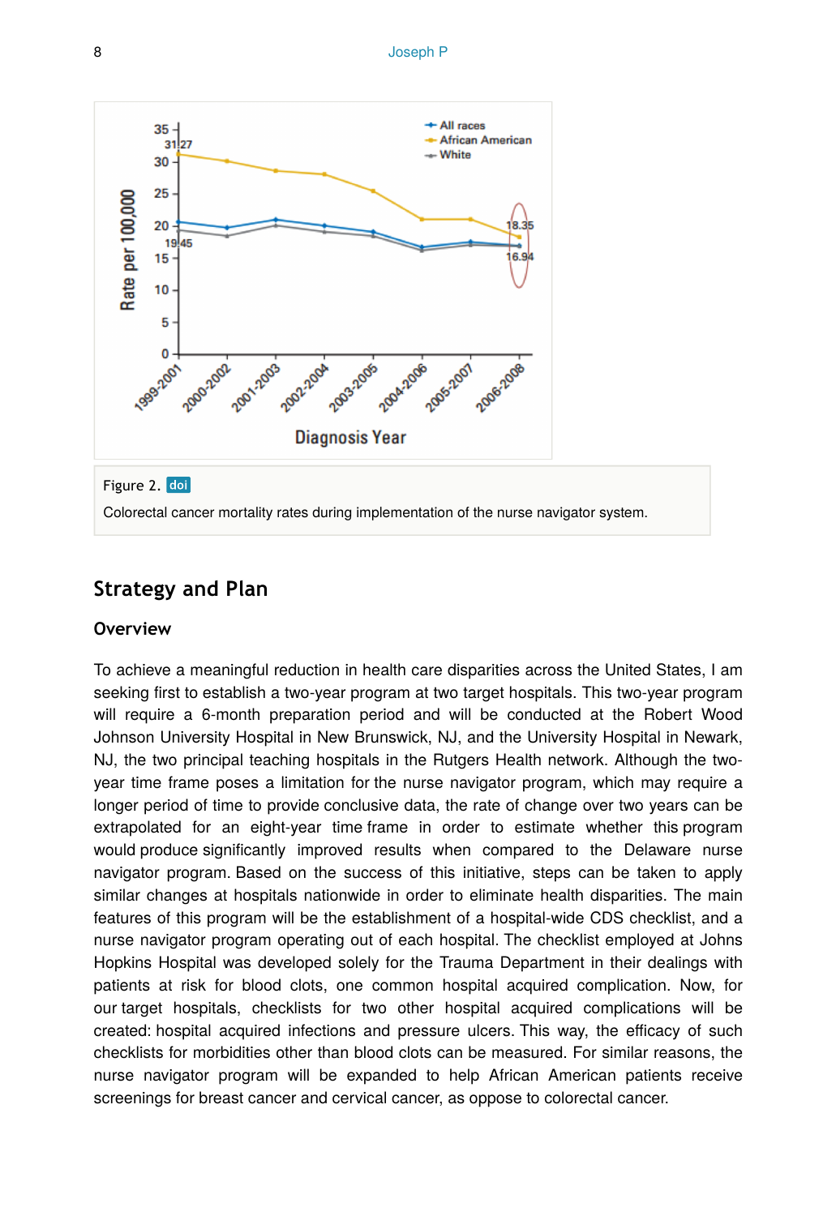Figure 2. doi

Colorectal cancer mortality rates during implementation of the nurse navigator system.

## Strategy and Plan

### Overview

To achieve a meaningful reduction in health care disparities across the United States, I am seeking first to establish a two-year program at two target hospitals. This two-year program will require a 6-month preparation period and will be conducted at the Robert Wood Johnson University Hospital in New Brunswick, NJ, and the University Hospital in Newark, NJ, the two principal teaching hospitals in the Rutgers Health network. Although the two-year time frame poses a limitation for the nurse navigator program, which may require a longer period of time to provide conclusive data, the rate of change over two years can be extrapolated for an eight-year time frame in order to estimate whether this program would produce significantly improved results when compared to the Delaware nurse navigator program. Based on the success of this initiative, steps can be taken to apply similar changes at hospitals nationwide in order to eliminate health disparities. The main features of this program will be the establishment of a hospital-wide CDS checklist, and a nurse navigator program operating out of each hospital. The checklist employed at Johns Hopkins Hospital was developed solely for the Trauma Department in their dealings with patients at risk for blood clots, one common hospital acquired complication. Now, for our target hospitals, checklists for two other hospital acquired complications will be created: hospital acquired infections and pressure ulcers. This way, the efficacy of such checklists for morbidities other than blood clots can be measured. For similar reasons, the nurse navigator program will be expanded to help African American patients receive screenings for breast cancer and cervical cancer, as oppose to colorectal cancer.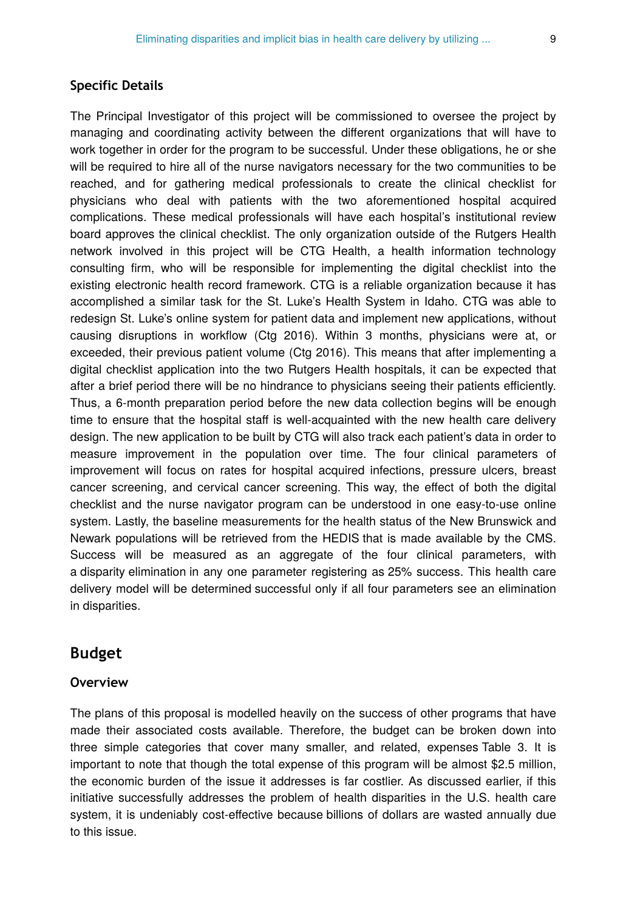### Specific Details

The Principal Investigator of this project will be commissioned to oversee the project by managing and coordinating activity between the different organizations that will have to work together in order for the program to be successful. Under these obligations, he or she will be required to hire all of the nurse navigators necessary for the two communities to be reached, and for gathering medical professionals to create the clinical checklist for physicians who deal with patients with the two aforementioned hospital acquired complications. These medical professionals will have each hospital's institutional review board approves the clinical checklist. The only organization outside of the Rutgers Health network involved in this project will be CTG Health, a health information technology consulting firm, who will be responsible for implementing the digital checklist into the existing electronic health record framework. CTG is a reliable organization because it has accomplished a similar task for the St. Luke's Health System in Idaho. CTG was able to redesign St. Luke's online system for patient data and implement new applications, without causing disruptions in workflow (Ctg 2016). Within 3 months, physicians were at, or exceeded, their previous patient volume (Ctg 2016). This means that after implementing a digital checklist application into the two Rutgers Health hospitals, it can be expected that after a brief period there will be no hindrance to physicians seeing their patients efficiently. Thus, a 6-month preparation period before the new data collection begins will be enough time to ensure that the hospital staff is well-acquainted with the new health care delivery design. The new application to be built by CTG will also track each patient's data in order to measure improvement in the population over time. The four clinical parameters of improvement will focus on rates for hospital acquired infections, pressure ulcers, breast cancer screening, and cervical cancer screening. This way, the effect of both the digital checklist and the nurse navigator program can be understood in one easy-to-use online system. Lastly, the baseline measurements for the health status of the New Brunswick and Newark populations will be retrieved from the HEDIS that is made available by the CMS. Success will be measured as an aggregate of the four clinical parameters, with a disparity elimination in any one parameter registering as 25% success. This health care delivery model will be determined successful only if all four parameters see an elimination in disparities.

## Budget

### Overview

The plans of this proposal is modelled heavily on the success of other programs that have made their associated costs available. Therefore, the budget can be broken down into three simple categories that cover many smaller, and related, expenses Table 3. It is important to note that though the total expense of this program will be almost $2.5 million, the economic burden of the issue it addresses is far costlier. As discussed earlier, if this initiative successfully addresses the problem of health disparities in the U.S. health care system, it is undeniably cost-effective because billions of dollars are wasted annually due to this issue.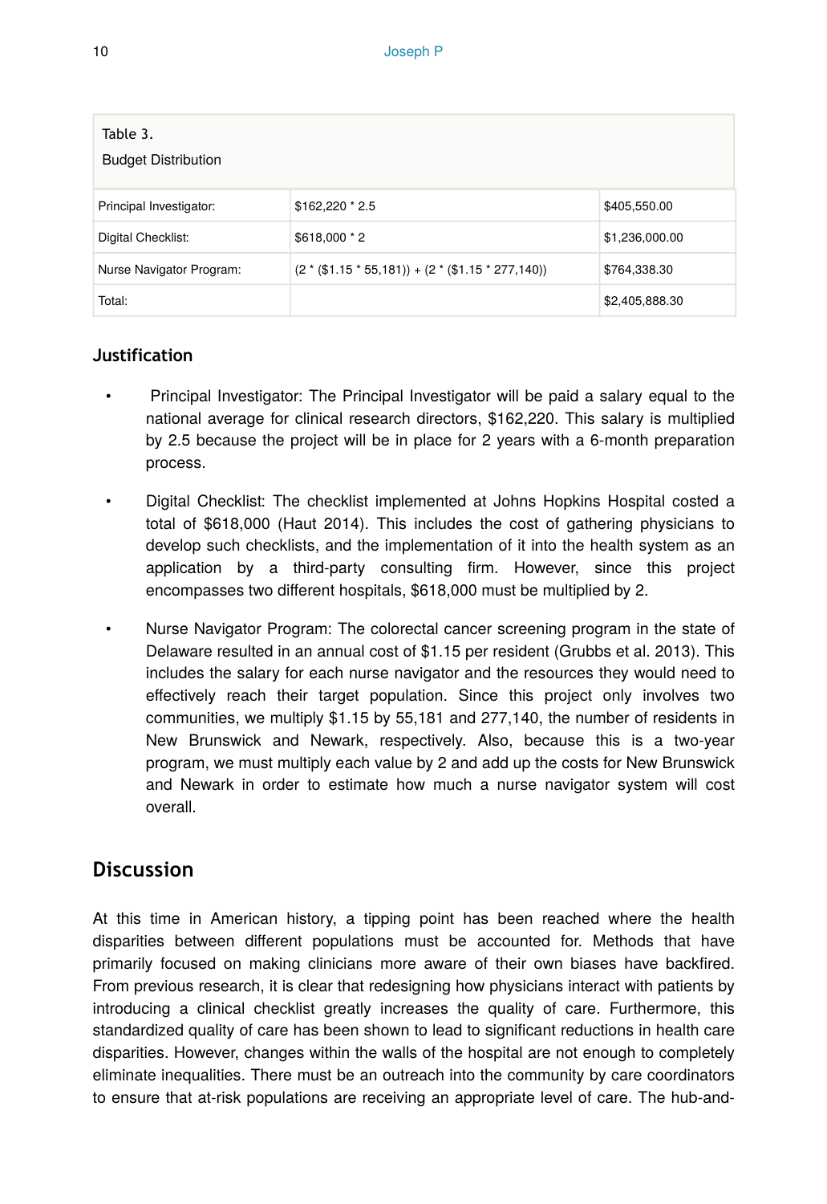Table 3.

Budget Distribution

| | | |
|---|---|---|
| Principal Investigator: | $162,220 * 2.5 | $405,550.00 |
| Digital Checklist: | $618,000 * 2 | $1,236,000.00 |
| Nurse Navigator Program: | (2 * ($1.15 * 55,181)) + (2 * ($1.15 * 277,140)) | $764,338.30 |
| Total: | | $2,405,888.30 |

### Justification

- Principal Investigator: The Principal Investigator will be paid a salary equal to the national average for clinical research directors, $162,220. This salary is multiplied by 2.5 because the project will be in place for 2 years with a 6-month preparation process.
- Digital Checklist: The checklist implemented at Johns Hopkins Hospital costed a total of $618,000 (Haut 2014). This includes the cost of gathering physicians to develop such checklists, and the implementation of it into the health system as an application by a third-party consulting firm. However, since this project encompasses two different hospitals, $618,000 must be multiplied by 2.
- Nurse Navigator Program: The colorectal cancer screening program in the state of Delaware resulted in an annual cost of $1.15 per resident (Grubbs et al. 2013). This includes the salary for each nurse navigator and the resources they would need to effectively reach their target population. Since this project only involves two communities, we multiply $1.15 by 55,181 and 277,140, the number of residents in New Brunswick and Newark, respectively. Also, because this is a two-year program, we must multiply each value by 2 and add up the costs for New Brunswick and Newark in order to estimate how much a nurse navigator system will cost overall.

## Discussion

At this time in American history, a tipping point has been reached where the health disparities between different populations must be accounted for. Methods that have primarily focused on making clinicians more aware of their own biases have backfired. From previous research, it is clear that redesigning how physicians interact with patients by introducing a clinical checklist greatly increases the quality of care. Furthermore, this standardized quality of care has been shown to lead to significant reductions in health care disparities. However, changes within the walls of the hospital are not enough to completely eliminate inequalities. There must be an outreach into the community by care coordinators to ensure that at-risk populations are receiving an appropriate level of care. The hub-and-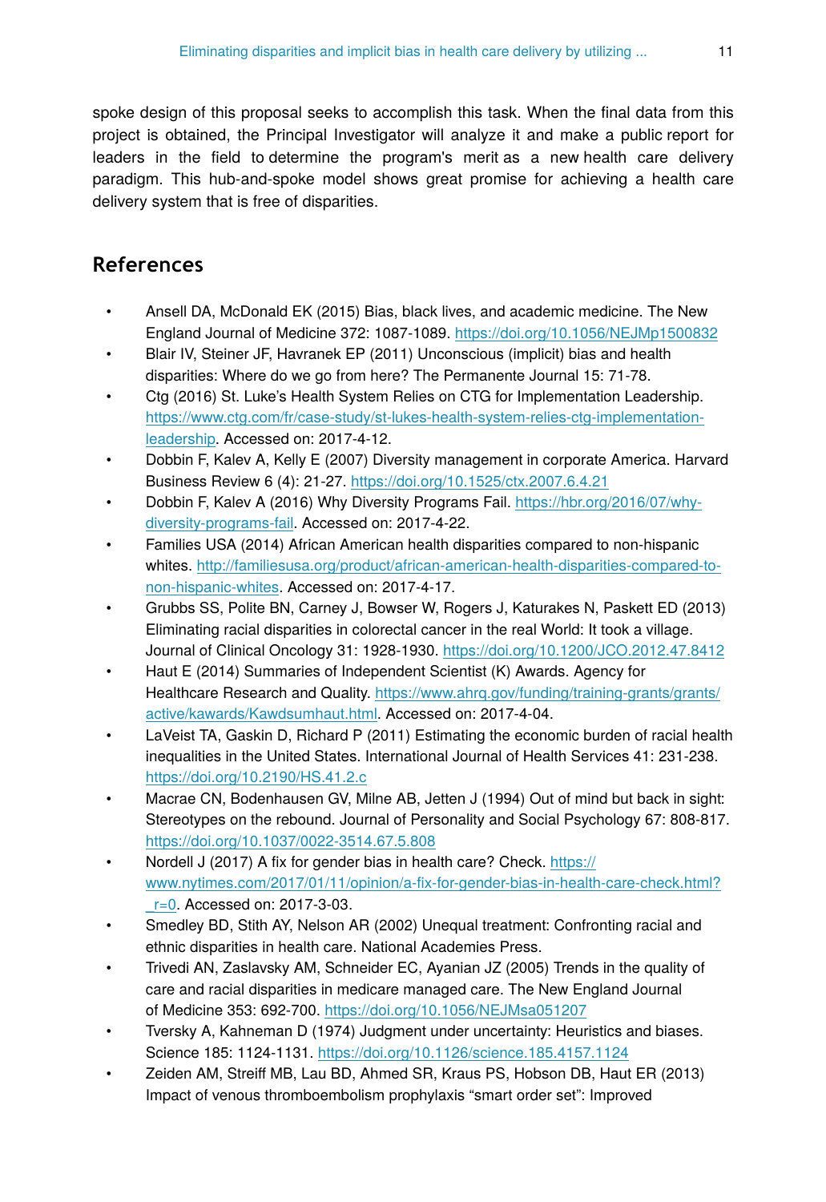spoke design of this proposal seeks to accomplish this task. When the final data from this project is obtained, the Principal Investigator will analyze it and make a public report for leaders in the field to determine the program's merit as a new health care delivery paradigm. This hub-and-spoke model shows great promise for achieving a health care delivery system that is free of disparities.

## References

- Ansell DA, McDonald EK (2015) Bias, black lives, and academic medicine. The New England Journal of Medicine 372: 1087-1089. https://doi.org/10.1056/NEJMp1500832
- Blair IV, Steiner JF, Havranek EP (2011) Unconscious (implicit) bias and health disparities: Where do we go from here? The Permanente Journal 15: 71-78.
- Ctg (2016) St. Luke's Health System Relies on CTG for Implementation Leadership. https://www.ctg.com/fr/case-study/st-lukes-health-system-relies-ctg-implementation-leadership. Accessed on: 2017-4-12.
- Dobbin F, Kalev A, Kelly E (2007) Diversity management in corporate America. Harvard Business Review 6 (4): 21-27. https://doi.org/10.1525/ctx.2007.6.4.21
- Dobbin F, Kalev A (2016) Why Diversity Programs Fail. https://hbr.org/2016/07/why-diversity-programs-fail. Accessed on: 2017-4-22.
- Families USA (2014) African American health disparities compared to non-hispanic whites. http://familiesusa.org/product/african-american-health-disparities-compared-to-non-hispanic-whites. Accessed on: 2017-4-17.
- Grubbs SS, Polite BN, Carney J, Bowser W, Rogers J, Katurakes N, Paskett ED (2013) Eliminating racial disparities in colorectal cancer in the real World: It took a village. Journal of Clinical Oncology 31: 1928-1930. https://doi.org/10.1200/JCO.2012.47.8412
- Haut E (2014) Summaries of Independent Scientist (K) Awards. Agency for Healthcare Research and Quality. https://www.ahrq.gov/funding/training-grants/grants/active/kawards/Kawdsumhaut.html. Accessed on: 2017-4-04.
- LaVeist TA, Gaskin D, Richard P (2011) Estimating the economic burden of racial health inequalities in the United States. International Journal of Health Services 41: 231-238. https://doi.org/10.2190/HS.41.2.c
- Macrae CN, Bodenhausen GV, Milne AB, Jetten J (1994) Out of mind but back in sight: Stereotypes on the rebound. Journal of Personality and Social Psychology 67: 808-817. https://doi.org/10.1037/0022-3514.67.5.808
- Nordell J (2017) A fix for gender bias in health care? Check. https://www.nytimes.com/2017/01/11/opinion/a-fix-for-gender-bias-in-health-care-check.html?_r=0. Accessed on: 2017-3-03.
- Smedley BD, Stith AY, Nelson AR (2002) Unequal treatment: Confronting racial and ethnic disparities in health care. National Academies Press.
- Trivedi AN, Zaslavsky AM, Schneider EC, Ayanian JZ (2005) Trends in the quality of care and racial disparities in medicare managed care. The New England Journal of Medicine 353: 692-700. https://doi.org/10.1056/NEJMsa051207
- Tversky A, Kahneman D (1974) Judgment under uncertainty: Heuristics and biases. Science 185: 1124-1131. https://doi.org/10.1126/science.185.4157.1124
- Zeiden AM, Streiff MB, Lau BD, Ahmed SR, Kraus PS, Hobson DB, Haut ER (2013) Impact of venous thromboembolism prophylaxis "smart order set": Improved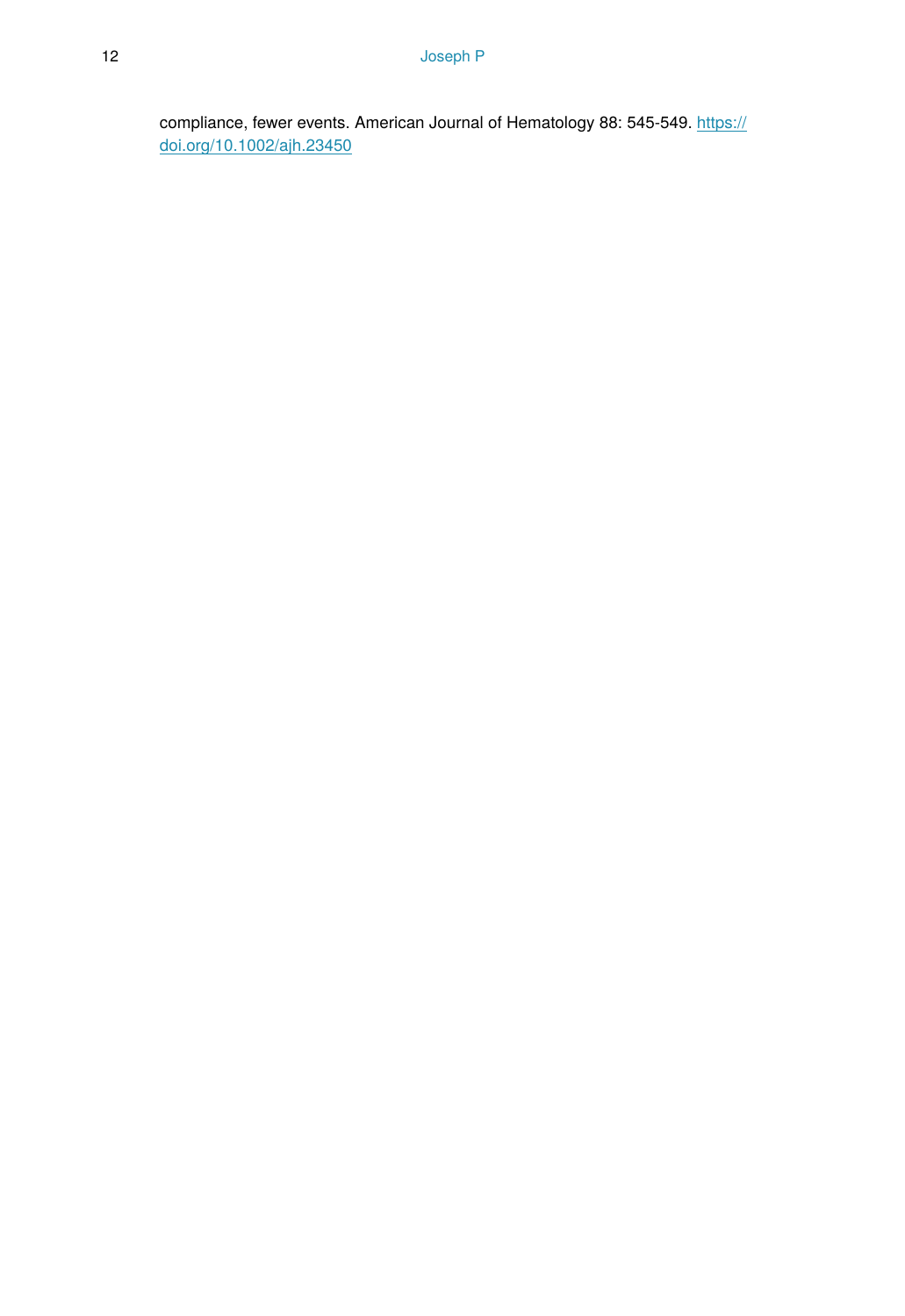compliance, fewer events. American Journal of Hematology 88: 545-549. https://doi.org/10.1002/ajh.23450